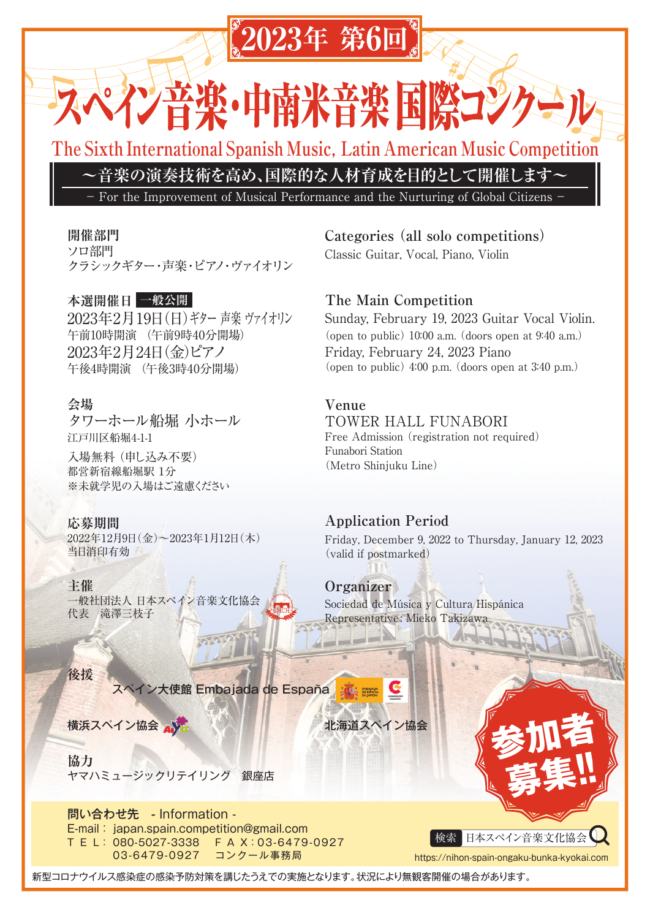# 2023年 第6回

# スペイン音楽・中南米音楽 国際コンクール

## The Sixth International Spanish Music, Latin American Music Competition

**～音楽の演奏技術を高め、国際的な人材育成を目的として開催します～**

– For the Improvement of Musical Performance and the Nurturing of Global Citizens –

### 開催部門

ソロ部門
クラシックギター・声楽・ピアノ・ヴァイオリン

### Categories (all solo competitions)

Classic Guitar, Vocal, Piano, Violin

### 本選開催日 一般公開

2023年2月19日(日)ギター 声楽 ヴァイオリン
午前10時開演 (午前9時40分開場)
2023年2月24日(金)ピアノ
午後4時開演 (午後3時40分開場)

### The Main Competition

Sunday, February 19, 2023 Guitar Vocal Violin.
(open to public) 10:00 a.m. (doors open at 9:40 a.m.)
Friday, February 24, 2023 Piano
(open to public) 4:00 p.m. (doors open at 3:40 p.m.)

### 会場

タワーホール船堀 小ホール
江戸川区船堀4-1-1
入場無料 (申し込み不要)
都営新宿線船堀駅 1分
※未就学児の入場はご遠慮ください

### Venue

TOWER HALL FUNABORI
Free Admission (registration not required)
Funabori Station
(Metro Shinjuku Line)

### 応募期間

2022年12月9日(金)～2023年1月12日(木)
当日消印有効

### Application Period

Friday, December 9, 2022 to Thursday, January 12, 2023
(valid if postmarked)

### 主催

一般社団法人 日本スペイン音楽文化協会
代表 滝澤三枝子

### Organizer

Sociedad de Música y Cultura Hispánica
Representative: Mieko Takizawa

### 後援

スペイン大使館 Embajada de España
横浜スペイン協会
北海道スペイン協会

### 協力

ヤマハミュージックリテイリング 銀座店

**参加者募集!!**

**問い合わせ先** - Information -
E-mail： japan.spain.competition@gmail.com
ＴＥＬ： 080-5027-3338 ＦＡＸ：03-6479-0927
03-6479-0927 コンクール事務局

検索 日本スペイン音楽文化協会
https://nihon-spain-ongaku-bunka-kyokai.com

新型コロナウイルス感染症の感染予防対策を講じたうえでの実施となります。状況により無観客開催の場合があります。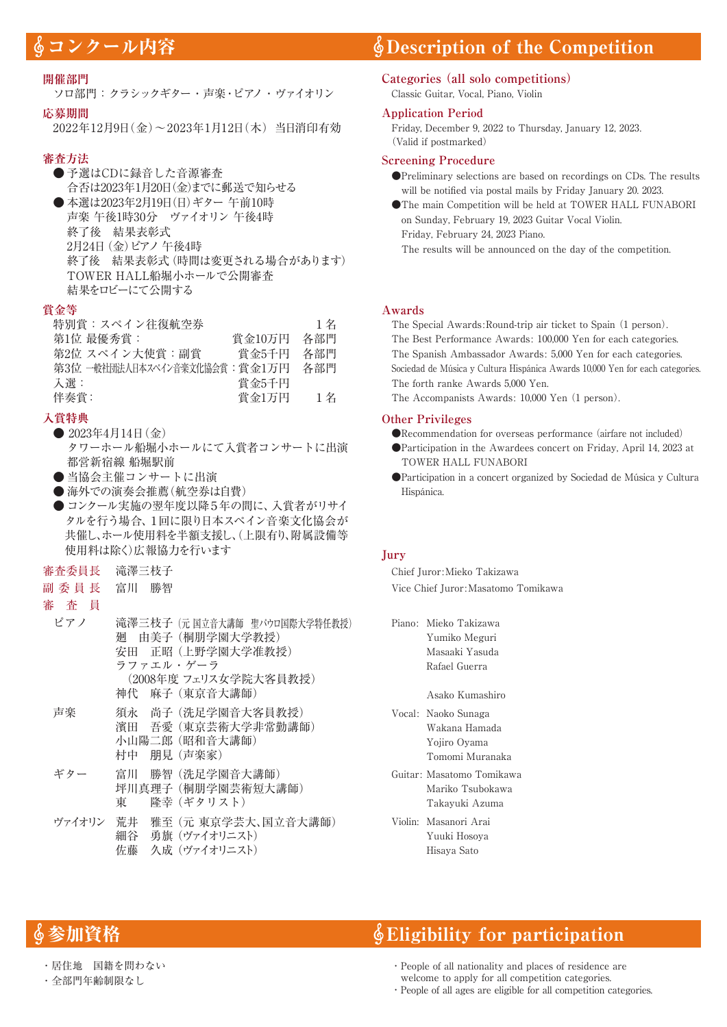# 𝄞コンクール内容

### 開催部門

ソロ部門：クラシックギター・声楽・ピアノ・ヴァイオリン

### 応募期間

2022年12月9日（金）～2023年1月12日（木） 当日消印有効

### 審査方法

- 予選はCDに録音した音源審査
  合否は2023年1月20日（金）までに郵送で知らせる
- 本選は2023年2月19日（日）ギター 午前10時
  声楽 午後1時30分 ヴァイオリン 午後4時
  終了後 結果表彰式
  2月24日（金）ピアノ 午後4時
  終了後 結果表彰式（時間は変更される場合があります）
  TOWER HALL船堀小ホールで公開審査
  結果をロビーにて公開する

### 賞金等

| | | |
|---|---|---|
| 特別賞：スペイン往復航空券 | | 1名 |
| 第1位 最優秀賞： | 賞金10万円 | 各部門 |
| 第2位 スペイン大使賞：副賞 | 賞金5千円 | 各部門 |
| 第3位 一般社団法人日本スペイン音楽文化協会賞： | 賞金1万円 | 各部門 |
| 入選： | 賞金5千円 | |
| 伴奏賞： | 賞金1万円 | 1名 |

### 入賞特典

- 2023年4月14日（金）
  タワーホール船堀小ホールにて入賞者コンサートに出演
  都営新宿線 船堀駅前
- 当協会主催コンサートに出演
- 海外での演奏会推薦（航空券は自費）
- コンクール実施の翌年度以降5年の間に、入賞者がリサイタルを行う場合、1回に限り日本スペイン音楽文化協会が共催し、ホール使用料を半額支援し、（上限有り、附属設備等使用料は除く）広報協力を行います

**審査委員長** 滝澤三枝子
**副委員長** 富川 勝智
**審査員**

ピアノ
- 滝澤三枝子（元 国立音大講師 聖パウロ国際大学特任教授）
- 廻 由美子（桐朋学園大学教授）
- 安田 正昭（上野学園大学准教授）
- ラファエル・ゲーラ（2008年度 フェリス女学院大客員教授）
- 神代 麻子（東京音大講師）

声楽
- 須永 尚子（洗足学園音大客員教授）
- 濱田 吾愛（東京芸術大学非常勤講師）
- 小山陽二郎（昭和音大講師）
- 村中 朋見（声楽家）

ギター
- 富川 勝智（洗足学園音大講師）
- 坪川真理子（桐朋学園芸術短大講師）
- 東 隆幸（ギタリスト）

ヴァイオリン
- 荒井 雅至（元 東京学芸大、国立音大講師）
- 細谷 勇旗（ヴァイオリニスト）
- 佐藤 久成（ヴァイオリニスト）

# 𝄞Description of the Competition

### Categories (all solo competitions)

Classic Guitar, Vocal, Piano, Violin

### Application Period

Friday, December 9, 2022 to Thursday, January 12, 2023.
(Valid if postmarked)

### Screening Procedure

- Preliminary selections are based on recordings on CDs. The results will be notified via postal mails by Friday January 20. 2023.
- The main Competition will be held at TOWER HALL FUNABORI on Sunday, February 19, 2023 Guitar Vocal Violin.
  Friday, February 24, 2023 Piano.
  The results will be announced on the day of the competition.

### Awards

The Special Awards:Round-trip air ticket to Spain (1 person).
The Best Performance Awards: 100,000 Yen for each categories.
The Spanish Ambassador Awards: 5,000 Yen for each categories.
Sociedad de Música y Cultura Hispánica Awards 10,000 Yen for each categories.
The forth ranke Awards 5,000 Yen.
The Accompanists Awards: 10,000 Yen (1 person).

### Other Privileges

- Recommendation for overseas performance (airfare not included)
- Participation in the Awardees concert on Friday, April 14, 2023 at TOWER HALL FUNABORI
- Participation in a concert organized by Sociedad de Música y Cultura Hispánica.

### Jury

Chief Juror:Mieko Takizawa
Vice Chief Juror:Masatomo Tomikawa

Piano: Mieko Takizawa, Yumiko Meguri, Masaaki Yasuda, Rafael Guerra, Asako Kumashiro

Vocal: Naoko Sunaga, Wakana Hamada, Yojiro Oyama, Tomomi Muranaka

Guitar: Masatomo Tomikawa, Mariko Tsubokawa, Takayuki Azuma

Violin: Masanori Arai, Yuuki Hosoya, Hisaya Sato

# 𝄞参加資格

- 居住地 国籍を問わない
- 全部門年齢制限なし

# 𝄞Eligibility for participation

- People of all nationality and places of residence are welcome to apply for all competition categories.
- People of all ages are eligible for all competition categories.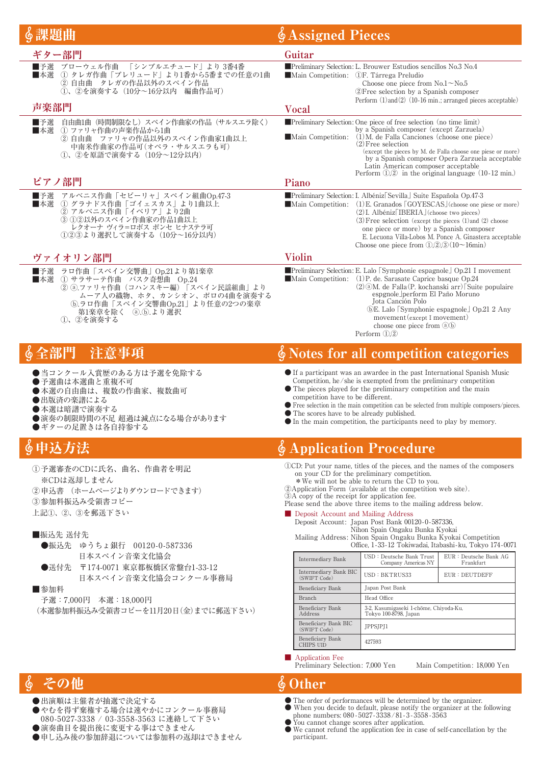# 𝄞 課題曲

## ギター部門

■予選　ブローウェル作曲　「シンプルエチュード」より 3番4番
■本選　① タレガ作曲「プレリュード」より1番から5番までの任意の1曲
　　　　② 自由曲　タレガの作品以外のスペイン作品
　　　　①、②を演奏する（10分〜16分以内　編曲作品可）

## 声楽部門

■予選　自由曲1曲（時間制限なし）スペイン作曲家の作品（サルスエラ除く）
■本選　① ファリャ作曲の声楽作品から1曲
　　　　② 自由曲　ファリャの作品以外のスペイン作曲家1曲以上
　　　　　中南米作曲家の作品可（オペラ・サルスエラも可）
　　　　①、②を原語で演奏する（10分〜12分以内）

## ピアノ部門

■予選　アルベニス作曲「セビーリャ」スペイン組曲Op.47-3
■本選　① グラナドス作曲「ゴイェスカス」より1曲以上
　　　　② アルベニス作曲「イベリア」より2曲
　　　　③ ①②以外のスペイン作曲家の作品1曲以上
　　　　　レクオーナ ヴィラ=ロボス ポンセ ヒナステラ可
　　　　①②③より選択して演奏する（10分〜16分以内）

## ヴァイオリン部門

■予選　ラロ作曲「スペイン交響曲」Op.21より第1楽章
■本選　① サラサーテ作曲　バスク奇想曲　Op.24
　　　　② ⓐ.ファリャ作曲（コハンスキー編）「スペイン民謡組曲」より
　　　　　ムーア人の織物、ホタ、カンシオン、ポロの4曲を演奏する
　　　　　ⓑ.ラロ作曲「スペイン交響曲Op.21」より任意の2つの楽章
　　　　　第1楽章を除く　ⓐ.ⓑ.より選択
　　　　①、②を演奏する

# 𝄞 Assigned Pieces

## Guitar

■Preliminary Selection: L. Brouwer Estudios sencillos No.3 No.4
■Main Competition:　①F. Tárrega Preludio
　Choose one piece from No.1〜No.5
　②Free selection by a Spanish composer
　Perform (1) and (2) (10-16 min.; arranged pieces acceptable)

## Vocal

■Preliminary Selection: One piece of free selection (no time limit)
　by a Spanish composer (except Zarzuela)
■Main Competition:　(1) M. de Falla Canciones (choose one piece)
　(2) Free selection
　(except the pieces by M. de Falla choose one piese or more)
　by a Spanish composer Opera Zarzuela acceptable
　Latin American composer acceptable
　Perform ①,② in the original language (10-12 min.)

## Piano

■Preliminary Selection: I. Albéniz「Sevilla」Suite Española Op.47-3
■Main Competition:　(1) E. Granados「GOYESCAS」(choose one piese or more)
　(2) I. Albéniz「IBERIA」(choose two pieces)
　(3) Free selection (except the pieces (1) and (2) choose one piece or more) by a Spanish composer
　E. Lecuona Villa-Lobos M. Ponce A. Ginastera acceptable
　Choose one piece from ①,②,③ (10〜16min)

## Violin

■Preliminary Selection: E. Lalo「Symphonie espagnole」Op.21 I movement
■Main Competition:　(1) P. de. Sarasate Caprice basque Op.24
　(2) ⓐM. de Falla (P. kochanski arr)「Suite populaire espgnole」perform El Paño Moruno Jota Canción Polo
　ⓑE. Lalo「Symphonie espagnole」Op.21 2 Any movement (except I movement)
　choose one piece from ⓐⓑ
　Perform ①,②

# 𝄞 全部門　注意事項

- 当コンクール入賞歴のある方は予選を免除する
- 予選曲は本選曲と重複不可
- 本選の自由曲は、複数の作曲家、複数曲可
- 出版済の楽譜による
- 本選は暗譜で演奏する
- 演奏の制限時間の不足 超過は減点になる場合があります
- ギターの足置きは各自持参する

# 𝄞 Notes for all competition categories

- If a participant was an awardee in the past International Spanish Music Competition, he/she is exempted from the preliminary competition
- The pieces played for the preliminary competition and the main competition have to be different.
- Free selection in the main competition can be selected from multiple composers/pieces.
- The scores have to be already published.
- In the main competition, the participants need to play by memory.

# 𝄞 申込方法

①予選審査のCDに氏名、曲名、作曲者を明記
　※CDは返却しません
②申込書（ホームページよりダウンロードできます）
③参加料振込み受領書コピー
上記①、②、③を郵送下さい

■振込先 送付先
- 振込先　ゆうちょ銀行　00120-0-587336
　日本スペイン音楽文化協会
- 送付先　〒174-0071 東京都板橋区常盤台1-33-12
　日本スペイン音楽文化協会コンクール事務局

■参加料
　予選：7,000円　本選：18,000円
（本選参加料振込み受領書コピーを11月20日(金)までに郵送下さい）

# 𝄞 Application Procedure

①CD: Put your name, titles of the pieces, and the names of the composers on your CD for the preliminary competition.
　＊We will not be able to return the CD to you.
②Application Form (available at the competition web site).
③A copy of the receipt for application fee.
Please send the above three items to the mailing address below.

■ Deposit Account and Mailing Address
Deposit Account: Japan Post Bank 00120-0-587336,
　Nihon Spain Ongaku Bunka Kyokai
Mailing Address: Nihon Spain Ongaku Bunka Kyokai Competition
　Office, 1-33-12 Tokiwadai, Itabashi-ku, Tokyo 174-0071

| | | |
|---|---|---|
| Intermediary Bank | USD：Deutsche Bank Trust Company Americas NY | EUR：Deutsche Bank AG Frankfurt |
| Intermediary Bank BIC (SWIFT Code) | USD：BKTRUS33 | EUR：DEUTDEFF |
| Beneficiary Bank | Japan Post Bank | |
| Branch | Head Office | |
| Beneficiary Bank Address | 3-2, Kasumigaseki 1-chōme, Chiyoda-Ku, Tokyo 100-8798, Japan | |
| Beneficiary Bank BIC (SWIFT Code) | JPPSJPJ1 | |
| Beneficiary Bank CHIPS UID | 427593 | |

■ Application Fee
Preliminary Selection: 7,000 Yen　　Main Competition: 18,000 Yen

# 𝄞 その他

- 出演順は主催者が抽選で決定する
- やむを得ず棄権する場合は速やかにコンクール事務局
  080-5027-3338 / 03-3558-3563 に連絡して下さい
- 演奏曲目を提出後に変更する事はできません
- 申し込み後の参加辞退については参加料の返却はできません

# 𝄞 Other

- The order of performances will be determined by the organizer.
- When you decide to default, please notify the organizer at the following phone numbers: 080-5027-3338/81-3-3558-3563
- You cannot change scores after application.
- We cannot refund the application fee in case of self-cancellation by the participant.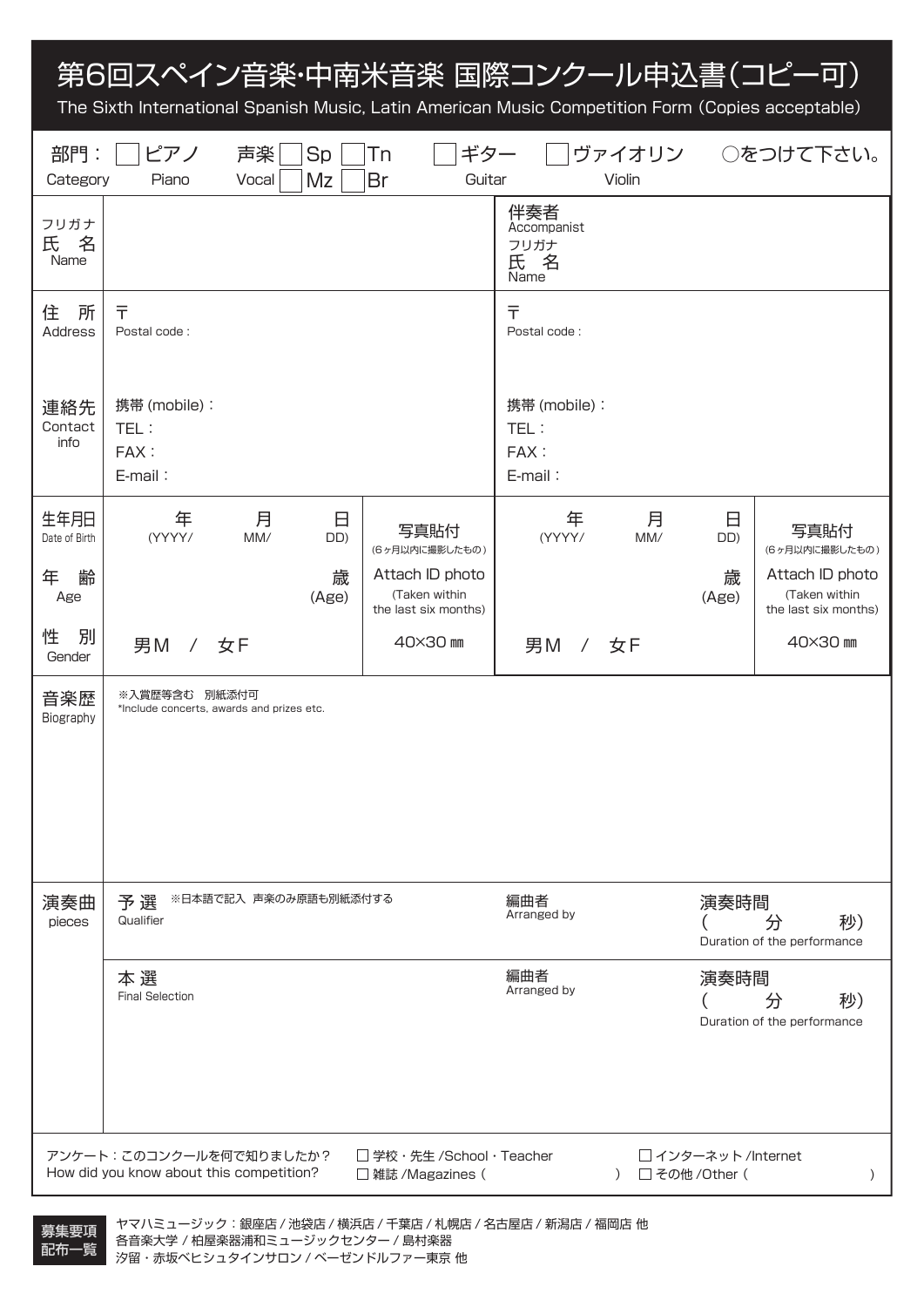# 第6回スペイン音楽･中南米音楽 国際コンクール申込書（コピー可）

The Sixth International Spanish Music, Latin American Music Competition Form (Copies acceptable)

部門：Category　□ ピアノ Piano　声楽 Vocal □ Sp □ Tn □ Mz □ Br　□ ギター Guitar　□ ヴァイオリン Violin　○をつけて下さい。

| | | | | | |
|---|---|---|---|---|---|
| フリガナ<br>氏　名<br>Name | | | 伴奏者<br>Accompanist<br>フリガナ<br>氏　名<br>Name | | |
| 住　所<br>Address | 〒<br>Postal code : | | 〒<br>Postal code : | | |
| 連絡先<br>Contact info | 携帯 (mobile)：<br>TEL：<br>FAX：<br>E-mail： | | 携帯 (mobile)：<br>TEL：<br>FAX：<br>E-mail： | | |
| 生年月日<br>Date of Birth | 年 (YYYY/　月 MM/　日 DD) | 写真貼付<br>(6ヶ月以内に撮影したもの)<br>Attach ID photo<br>(Taken within the last six months)<br>40×30 ㎜ | 年 (YYYY/　月 MM/　日 DD) | 写真貼付<br>(6ヶ月以内に撮影したもの)<br>Attach ID photo<br>(Taken within the last six months)<br>40×30 ㎜ | |
| 年　齢<br>Age | 歳 (Age) | | 歳 (Age) | | |
| 性　別<br>Gender | 男M　/　女F | | 男M　/　女F | | |
| 音楽歴<br>Biography | ※入賞歴等含む　別紙添付可<br>*Include concerts, awards and prizes etc. | | | | |

| | | | |
|---|---|---|---|
| 演奏曲<br>pieces | 予 選　※日本語で記入 声楽のみ原語も別紙添付する<br>Qualifier | 編曲者<br>Arranged by | 演奏時間<br>(　　分　　秒)<br>Duration of the performance |
| | 本 選<br>Final Selection | 編曲者<br>Arranged by | 演奏時間<br>(　　分　　秒)<br>Duration of the performance |

アンケート：このコンクールを何で知りましたか？
How did you know about this competition?

□ 学校・先生 /School・Teacher　□ インターネット /Internet
□ 雑誌 /Magazines (　　　　　　)　□ その他 /Other (　　　　　　)

**募集要項配布一覧**

ヤマハミュージック：銀座店 / 池袋店 / 横浜店 / 千葉店 / 札幌店 / 名古屋店 / 新潟店 / 福岡店 他
各音楽大学 / 柏屋楽器浦和ミュージックセンター / 島村楽器
汐留・赤坂ベヒシュタインサロン / ベーゼンドルファー東京 他